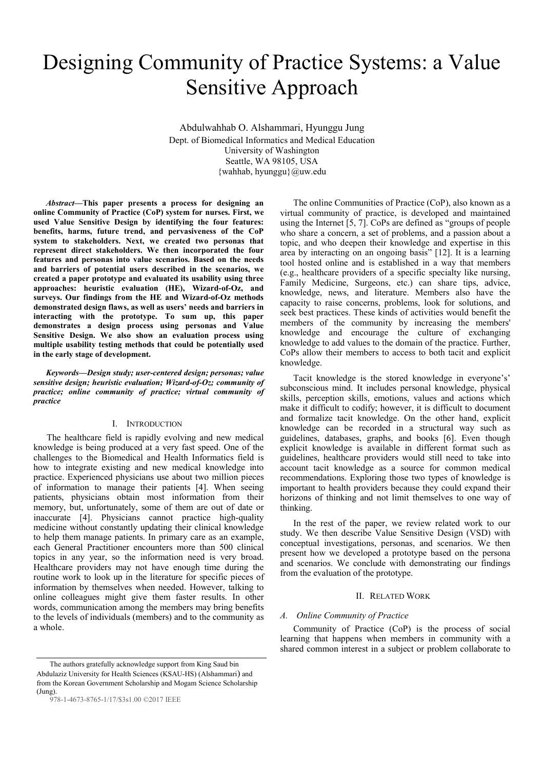# Designing Community of Practice Systems: a Value Sensitive Approach

Abdulwahhab O. Alshammari, Hyunggu Jung
Dept. of Biomedical Informatics and Medical Education
University of Washington
Seattle, WA 98105, USA
{wahhab, hyunggu}@uw.edu

***Abstract*—This paper presents a process for designing an online Community of Practice (CoP) system for nurses. First, we used Value Sensitive Design by identifying the four features: benefits, harms, future trend, and pervasiveness of the CoP system to stakeholders. Next, we created two personas that represent direct stakeholders. We then incorporated the four features and personas into value scenarios. Based on the needs and barriers of potential users described in the scenarios, we created a paper prototype and evaluated its usability using three approaches: heuristic evaluation (HE), Wizard-of-Oz, and surveys. Our findings from the HE and Wizard-of-Oz methods demonstrated design flaws, as well as users' needs and barriers in interacting with the prototype. To sum up, this paper demonstrates a design process using personas and Value Sensitive Design. We also show an evaluation process using multiple usability testing methods that could be potentially used in the early stage of development.**

***Keywords*—*Design study; user-centered design; personas; value sensitive design; heuristic evaluation; Wizard-of-Oz; community of practice; online community of practice; virtual community of practice***

## I. Introduction

The healthcare field is rapidly evolving and new medical knowledge is being produced at a very fast speed. One of the challenges to the Biomedical and Health Informatics field is how to integrate existing and new medical knowledge into practice. Experienced physicians use about two million pieces of information to manage their patients [4]. When seeing patients, physicians obtain most information from their memory, but, unfortunately, some of them are out of date or inaccurate [4]. Physicians cannot practice high-quality medicine without constantly updating their clinical knowledge to help them manage patients. In primary care as an example, each General Practitioner encounters more than 500 clinical topics in any year, so the information need is very broad. Healthcare providers may not have enough time during the routine work to look up in the literature for specific pieces of information by themselves when needed. However, talking to online colleagues might give them faster results. In other words, communication among the members may bring benefits to the levels of individuals (members) and to the community as a whole.

The online Communities of Practice (CoP), also known as a virtual community of practice, is developed and maintained using the Internet [5, 7]. CoPs are defined as "groups of people who share a concern, a set of problems, and a passion about a topic, and who deepen their knowledge and expertise in this area by interacting on an ongoing basis" [12]. It is a learning tool hosted online and is established in a way that members (e.g., healthcare providers of a specific specialty like nursing, Family Medicine, Surgeons, etc.) can share tips, advice, knowledge, news, and literature. Members also have the capacity to raise concerns, problems, look for solutions, and seek best practices. These kinds of activities would benefit the members of the community by increasing the members' knowledge and encourage the culture of exchanging knowledge to add values to the domain of the practice. Further, CoPs allow their members to access to both tacit and explicit knowledge.

Tacit knowledge is the stored knowledge in everyone's' subconscious mind. It includes personal knowledge, physical skills, perception skills, emotions, values and actions which make it difficult to codify; however, it is difficult to document and formalize tacit knowledge. On the other hand, explicit knowledge can be recorded in a structural way such as guidelines, databases, graphs, and books [6]. Even though explicit knowledge is available in different format such as guidelines, healthcare providers would still need to take into account tacit knowledge as a source for common medical recommendations. Exploring those two types of knowledge is important to health providers because they could expand their horizons of thinking and not limit themselves to one way of thinking.

In the rest of the paper, we review related work to our study. We then describe Value Sensitive Design (VSD) with conceptual investigations, personas, and scenarios. We then present how we developed a prototype based on the persona and scenarios. We conclude with demonstrating our findings from the evaluation of the prototype.

## II. Related Work

### *A. Online Community of Practice*

Community of Practice (CoP) is the process of social learning that happens when members in community with a shared common interest in a subject or problem collaborate to

The authors gratefully acknowledge support from King Saud bin Abdulaziz University for Health Sciences (KSAU-HS) (Alshammari) and from the Korean Government Scholarship and Mogam Science Scholarship (Jung).

978-1-4673-8765-1/17/$3s1.00 ©2017 IEEE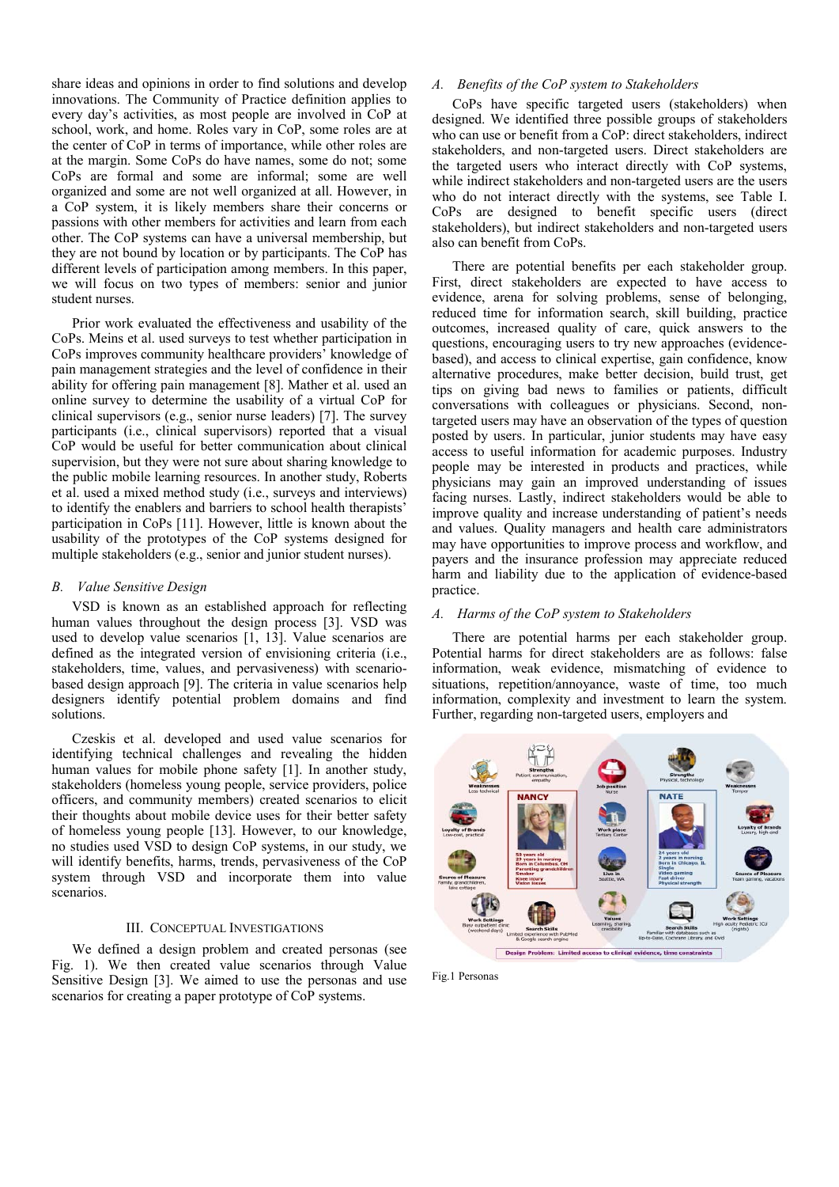share ideas and opinions in order to find solutions and develop innovations. The Community of Practice definition applies to every day's activities, as most people are involved in CoP at school, work, and home. Roles vary in CoP, some roles are at the center of CoP in terms of importance, while other roles are at the margin. Some CoPs do have names, some do not; some CoPs are formal and some are informal; some are well organized and some are not well organized at all. However, in a CoP system, it is likely members share their concerns or passions with other members for activities and learn from each other. The CoP systems can have a universal membership, but they are not bound by location or by participants. The CoP has different levels of participation among members. In this paper, we will focus on two types of members: senior and junior student nurses.

Prior work evaluated the effectiveness and usability of the CoPs. Meins et al. used surveys to test whether participation in CoPs improves community healthcare providers' knowledge of pain management strategies and the level of confidence in their ability for offering pain management [8]. Mather et al. used an online survey to determine the usability of a virtual CoP for clinical supervisors (e.g., senior nurse leaders) [7]. The survey participants (i.e., clinical supervisors) reported that a visual CoP would be useful for better communication about clinical supervision, but they were not sure about sharing knowledge to the public mobile learning resources. In another study, Roberts et al. used a mixed method study (i.e., surveys and interviews) to identify the enablers and barriers to school health therapists' participation in CoPs [11]. However, little is known about the usability of the prototypes of the CoP systems designed for multiple stakeholders (e.g., senior and junior student nurses).

### B. Value Sensitive Design

VSD is known as an established approach for reflecting human values throughout the design process [3]. VSD was used to develop value scenarios [1, 13]. Value scenarios are defined as the integrated version of envisioning criteria (i.e., stakeholders, time, values, and pervasiveness) with scenario-based design approach [9]. The criteria in value scenarios help designers identify potential problem domains and find solutions.

Czeskis et al. developed and used value scenarios for identifying technical challenges and revealing the hidden human values for mobile phone safety [1]. In another study, stakeholders (homeless young people, service providers, police officers, and community members) created scenarios to elicit their thoughts about mobile device uses for their better safety of homeless young people [13]. However, to our knowledge, no studies used VSD to design CoP systems, in our study, we will identify benefits, harms, trends, pervasiveness of the CoP system through VSD and incorporate them into value scenarios.

## III. Conceptual Investigations

We defined a design problem and created personas (see Fig. 1). We then created value scenarios through Value Sensitive Design [3]. We aimed to use the personas and use scenarios for creating a paper prototype of CoP systems.

### A. Benefits of the CoP system to Stakeholders

CoPs have specific targeted users (stakeholders) when designed. We identified three possible groups of stakeholders who can use or benefit from a CoP: direct stakeholders, indirect stakeholders, and non-targeted users. Direct stakeholders are the targeted users who interact directly with CoP systems, while indirect stakeholders and non-targeted users are the users who do not interact directly with the systems, see Table I. CoPs are designed to benefit specific users (direct stakeholders), but indirect stakeholders and non-targeted users also can benefit from CoPs.

There are potential benefits per each stakeholder group. First, direct stakeholders are expected to have access to evidence, arena for solving problems, sense of belonging, reduced time for information search, skill building, practice outcomes, increased quality of care, quick answers to the questions, encouraging users to try new approaches (evidence-based), and access to clinical expertise, gain confidence, know alternative procedures, make better decision, build trust, get tips on giving bad news to families or patients, difficult conversations with colleagues or physicians. Second, non-targeted users may have an observation of the types of question posted by users. In particular, junior students may have easy access to useful information for academic purposes. Industry people may be interested in products and practices, while physicians may gain an improved understanding of issues facing nurses. Lastly, indirect stakeholders would be able to improve quality and increase understanding of patient's needs and values. Quality managers and health care administrators may have opportunities to improve process and workflow, and payers and the insurance profession may appreciate reduced harm and liability due to the application of evidence-based practice.

### A. Harms of the CoP system to Stakeholders

There are potential harms per each stakeholder group. Potential harms for direct stakeholders are as follows: false information, weak evidence, mismatching of evidence to situations, repetition/annoyance, waste of time, too much information, complexity and investment to learn the system. Further, regarding non-targeted users, employers and

Fig.1 Personas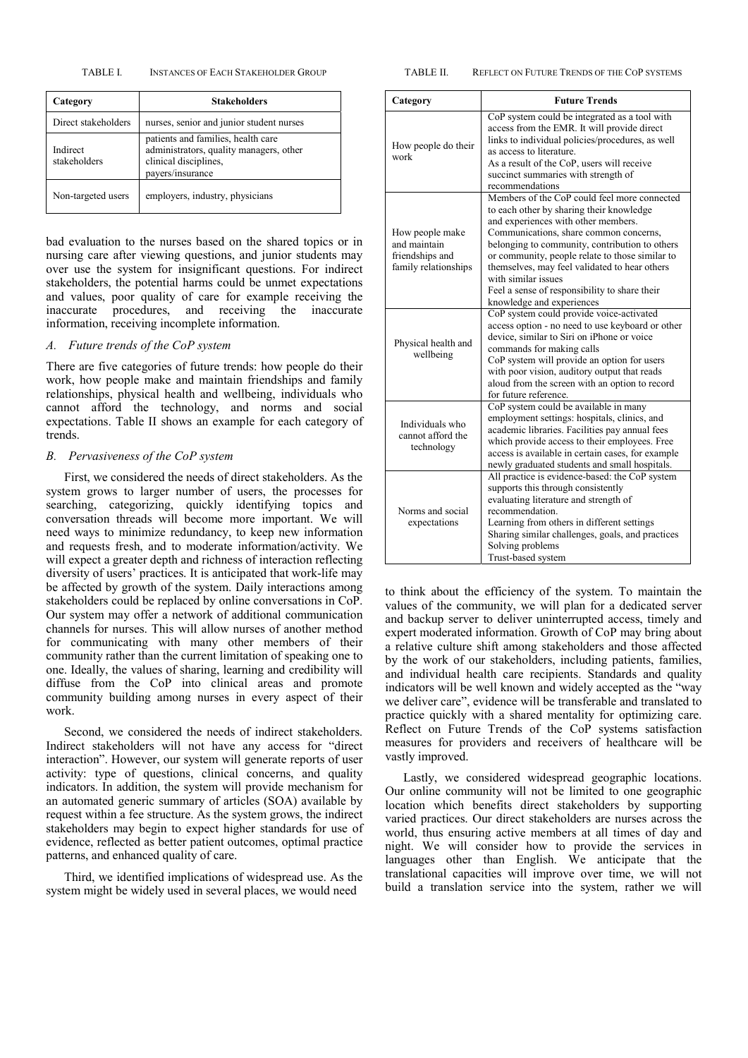TABLE I. INSTANCES OF EACH STAKEHOLDER GROUP

| Category | Stakeholders |
| --- | --- |
| Direct stakeholders | nurses, senior and junior student nurses |
| Indirect stakeholders | patients and families, health care administrators, quality managers, other clinical disciplines, payers/insurance |
| Non-targeted users | employers, industry, physicians |

bad evaluation to the nurses based on the shared topics or in nursing care after viewing questions, and junior students may over use the system for insignificant questions. For indirect stakeholders, the potential harms could be unmet expectations and values, poor quality of care for example receiving the inaccurate procedures, and receiving the inaccurate information, receiving incomplete information.

### A. Future trends of the CoP system

There are five categories of future trends: how people do their work, how people make and maintain friendships and family relationships, physical health and wellbeing, individuals who cannot afford the technology, and norms and social expectations. Table II shows an example for each category of trends.

### B. Pervasiveness of the CoP system

First, we considered the needs of direct stakeholders. As the system grows to larger number of users, the processes for searching, categorizing, quickly identifying topics and conversation threads will become more important. We will need ways to minimize redundancy, to keep new information and requests fresh, and to moderate information/activity. We will expect a greater depth and richness of interaction reflecting diversity of users' practices. It is anticipated that work-life may be affected by growth of the system. Daily interactions among stakeholders could be replaced by online conversations in CoP. Our system may offer a network of additional communication channels for nurses. This will allow nurses of another method for communicating with many other members of their community rather than the current limitation of speaking one to one. Ideally, the values of sharing, learning and credibility will diffuse from the CoP into clinical areas and promote community building among nurses in every aspect of their work.

Second, we considered the needs of indirect stakeholders. Indirect stakeholders will not have any access for "direct interaction". However, our system will generate reports of user activity: type of questions, clinical concerns, and quality indicators. In addition, the system will provide mechanism for an automated generic summary of articles (SOA) available by request within a fee structure. As the system grows, the indirect stakeholders may begin to expect higher standards for use of evidence, reflected as better patient outcomes, optimal practice patterns, and enhanced quality of care.

Third, we identified implications of widespread use. As the system might be widely used in several places, we would need to think about the efficiency of the system. To maintain the values of the community, we will plan for a dedicated server and backup server to deliver uninterrupted access, timely and expert moderated information. Growth of CoP may bring about a relative culture shift among stakeholders and those affected by the work of our stakeholders, including patients, families, and individual health care recipients. Standards and quality indicators will be well known and widely accepted as the "way we deliver care", evidence will be transferable and translated to practice quickly with a shared mentality for optimizing care. Reflect on Future Trends of the CoP systems satisfaction measures for providers and receivers of healthcare will be vastly improved.

TABLE II. REFLECT ON FUTURE TRENDS OF THE COP SYSTEMS

| Category | Future Trends |
| --- | --- |
| How people do their work | CoP system could be integrated as a tool with access from the EMR. It will provide direct links to individual policies/procedures, as well as access to literature.<br>As a result of the CoP, users will receive succinct summaries with strength of recommendations |
| How people make and maintain friendships and family relationships | Members of the CoP could feel more connected to each other by sharing their knowledge and experiences with other members.<br>Communications, share common concerns, belonging to community, contribution to others or community, people relate to those similar to themselves, may feel validated to hear others with similar issues<br>Feel a sense of responsibility to share their knowledge and experiences |
| Physical health and wellbeing | CoP system could provide voice-activated access option - no need to use keyboard or other device, similar to Siri on iPhone or voice commands for making calls<br>CoP system will provide an option for users with poor vision, auditory output that reads aloud from the screen with an option to record for future reference. |
| Individuals who cannot afford the technology | CoP system could be available in many employment settings: hospitals, clinics, and academic libraries. Facilities pay annual fees which provide access to their employees. Free access is available in certain cases, for example newly graduated students and small hospitals. |
| Norms and social expectations | All practice is evidence-based: the CoP system supports this through consistently evaluating literature and strength of recommendation.<br>Learning from others in different settings<br>Sharing similar challenges, goals, and practices<br>Solving problems<br>Trust-based system |

Lastly, we considered widespread geographic locations. Our online community will not be limited to one geographic location which benefits direct stakeholders by supporting varied practices. Our direct stakeholders are nurses across the world, thus ensuring active members at all times of day and night. We will consider how to provide the services in languages other than English. We anticipate that the translational capacities will improve over time, we will not build a translation service into the system, rather we will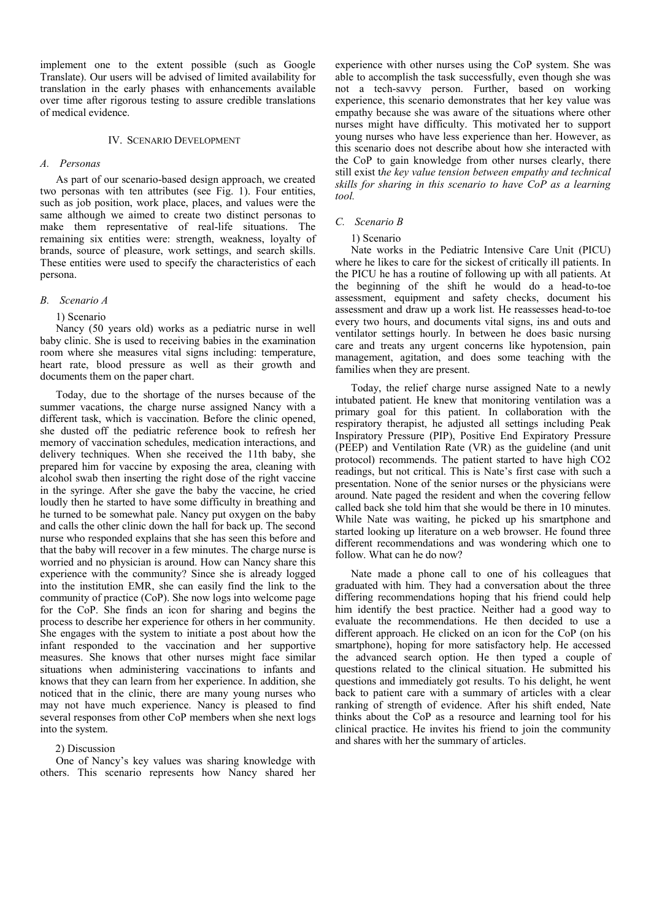implement one to the extent possible (such as Google Translate). Our users will be advised of limited availability for translation in the early phases with enhancements available over time after rigorous testing to assure credible translations of medical evidence.

## IV. Scenario Development

### *A. Personas*

As part of our scenario-based design approach, we created two personas with ten attributes (see Fig. 1). Four entities, such as job position, work place, places, and values were the same although we aimed to create two distinct personas to make them representative of real-life situations. The remaining six entities were: strength, weakness, loyalty of brands, source of pleasure, work settings, and search skills. These entities were used to specify the characteristics of each persona.

### *B. Scenario A*

1) Scenario

Nancy (50 years old) works as a pediatric nurse in well baby clinic. She is used to receiving babies in the examination room where she measures vital signs including: temperature, heart rate, blood pressure as well as their growth and documents them on the paper chart.

Today, due to the shortage of the nurses because of the summer vacations, the charge nurse assigned Nancy with a different task, which is vaccination. Before the clinic opened, she dusted off the pediatric reference book to refresh her memory of vaccination schedules, medication interactions, and delivery techniques. When she received the 11th baby, she prepared him for vaccine by exposing the area, cleaning with alcohol swab then inserting the right dose of the right vaccine in the syringe. After she gave the baby the vaccine, he cried loudly then he started to have some difficulty in breathing and he turned to be somewhat pale. Nancy put oxygen on the baby and calls the other clinic down the hall for back up. The second nurse who responded explains that she has seen this before and that the baby will recover in a few minutes. The charge nurse is worried and no physician is around. How can Nancy share this experience with the community? Since she is already logged into the institution EMR, she can easily find the link to the community of practice (CoP). She now logs into welcome page for the CoP. She finds an icon for sharing and begins the process to describe her experience for others in her community. She engages with the system to initiate a post about how the infant responded to the vaccination and her supportive measures. She knows that other nurses might face similar situations when administering vaccinations to infants and knows that they can learn from her experience. In addition, she noticed that in the clinic, there are many young nurses who may not have much experience. Nancy is pleased to find several responses from other CoP members when she next logs into the system.

2) Discussion

One of Nancy's key values was sharing knowledge with others. This scenario represents how Nancy shared her experience with other nurses using the CoP system. She was able to accomplish the task successfully, even though she was not a tech-savvy person. Further, based on working experience, this scenario demonstrates that her key value was empathy because she was aware of the situations where other nurses might have difficulty. This motivated her to support young nurses who have less experience than her. However, as this scenario does not describe about how she interacted with the CoP to gain knowledge from other nurses clearly, there still exist t*he key value tension between empathy and technical skills for sharing in this scenario to have CoP as a learning tool.*

### *C. Scenario B*

1) Scenario

Nate works in the Pediatric Intensive Care Unit (PICU) where he likes to care for the sickest of critically ill patients. In the PICU he has a routine of following up with all patients. At the beginning of the shift he would do a head-to-toe assessment, equipment and safety checks, document his assessment and draw up a work list. He reassesses head-to-toe every two hours, and documents vital signs, ins and outs and ventilator settings hourly. In between he does basic nursing care and treats any urgent concerns like hypotension, pain management, agitation, and does some teaching with the families when they are present.

Today, the relief charge nurse assigned Nate to a newly intubated patient. He knew that monitoring ventilation was a primary goal for this patient. In collaboration with the respiratory therapist, he adjusted all settings including Peak Inspiratory Pressure (PIP), Positive End Expiratory Pressure (PEEP) and Ventilation Rate (VR) as the guideline (and unit protocol) recommends. The patient started to have high $CO_2$ readings, but not critical. This is Nate's first case with such a presentation. None of the senior nurses or the physicians were around. Nate paged the resident and when the covering fellow called back she told him that she would be there in 10 minutes. While Nate was waiting, he picked up his smartphone and started looking up literature on a web browser. He found three different recommendations and was wondering which one to follow. What can he do now?

Nate made a phone call to one of his colleagues that graduated with him. They had a conversation about the three differing recommendations hoping that his friend could help him identify the best practice. Neither had a good way to evaluate the recommendations. He then decided to use a different approach. He clicked on an icon for the CoP (on his smartphone), hoping for more satisfactory help. He accessed the advanced search option. He then typed a couple of questions related to the clinical situation. He submitted his questions and immediately got results. To his delight, he went back to patient care with a summary of articles with a clear ranking of strength of evidence. After his shift ended, Nate thinks about the CoP as a resource and learning tool for his clinical practice. He invites his friend to join the community and shares with her the summary of articles.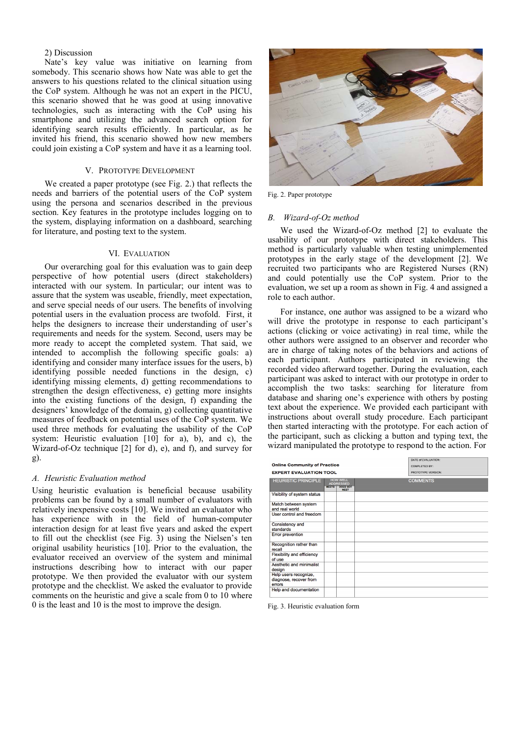2) Discussion

Nate's key value was initiative on learning from somebody. This scenario shows how Nate was able to get the answers to his questions related to the clinical situation using the CoP system. Although he was not an expert in the PICU, this scenario showed that he was good at using innovative technologies, such as interacting with the CoP using his smartphone and utilizing the advanced search option for identifying search results efficiently. In particular, as he invited his friend, this scenario showed how new members could join existing a CoP system and have it as a learning tool.

## V. Prototype Development

We created a paper prototype (see Fig. 2.) that reflects the needs and barriers of the potential users of the CoP system using the persona and scenarios described in the previous section. Key features in the prototype includes logging on to the system, displaying information on a dashboard, searching for literature, and posting text to the system.

## VI. Evaluation

Our overarching goal for this evaluation was to gain deep perspective of how potential users (direct stakeholders) interacted with our system. In particular; our intent was to assure that the system was useable, friendly, meet expectation, and serve special needs of our users. The benefits of involving potential users in the evaluation process are twofold. First, it helps the designers to increase their understanding of user's requirements and needs for the system. Second, users may be more ready to accept the completed system. That said, we intended to accomplish the following specific goals: a) identifying and consider many interface issues for the users, b) identifying possible needed functions in the design, c) identifying missing elements, d) getting recommendations to strengthen the design effectiveness, e) getting more insights into the existing functions of the design, f) expanding the designers' knowledge of the domain, g) collecting quantitative measures of feedback on potential uses of the CoP system. We used three methods for evaluating the usability of the CoP system: Heuristic evaluation [10] for a), b), and c), the Wizard-of-Oz technique [2] for d), e), and f), and survey for g).

### A. Heuristic Evaluation method

Using heuristic evaluation is beneficial because usability problems can be found by a small number of evaluators with relatively inexpensive costs [10]. We invited an evaluator who has experience with in the field of human-computer interaction design for at least five years and asked the expert to fill out the checklist (see Fig. 3) using the Nielsen's ten original usability heuristics [10]. Prior to the evaluation, the evaluator received an overview of the system and minimal instructions describing how to interact with our paper prototype. We then provided the evaluator with our system prototype and the checklist. We asked the evaluator to provide comments on the heuristic and give a scale from 0 to 10 where 0 is the least and 10 is the most to improve the design.

Fig. 2. Paper prototype

### B. Wizard-of-Oz method

We used the Wizard-of-Oz method [2] to evaluate the usability of our prototype with direct stakeholders. This method is particularly valuable when testing unimplemented prototypes in the early stage of the development [2]. We recruited two participants who are Registered Nurses (RN) and could potentially use the CoP system. Prior to the evaluation, we set up a room as shown in Fig. 4 and assigned a role to each author.

For instance, one author was assigned to be a wizard who will drive the prototype in response to each participant's actions (clicking or voice activating) in real time, while the other authors were assigned to an observer and recorder who are in charge of taking notes of the behaviors and actions of each participant. Authors participated in reviewing the recorded video afterward together. During the evaluation, each participant was asked to interact with our prototype in order to accomplish the two tasks: searching for literature from database and sharing one's experience with others by posting text about the experience. We provided each participant with instructions about overall study procedure. Each participant then started interacting with the prototype. For each action of the participant, such as clicking a button and typing text, the wizard manipulated the prototype to respond to the action. For

**Online Community of Practice**
**EXPERT EVALUATION TOOL**

DATE of EVALUATION:
COMPLETED BY:
PROTOTYPE VERSION:

| HEURISTIC PRINCIPLE | HOW WELL ADDRESSED | | COMMENTS |
|---|---|---|---|
| | MEETS | DOES NOT MEET | |
| Visibility of system status | | | |
| Match between system and real world | | | |
| User control and freedom | | | |
| Consistency and standards | | | |
| Error prevention | | | |
| Recognition rather than recall | | | |
| Flexibility and efficiency of use | | | |
| Aesthetic and minimalist design | | | |
| Help users recognize, diagnose, recover from errors | | | |
| Help and documentation | | | |

Fig. 3. Heuristic evaluation form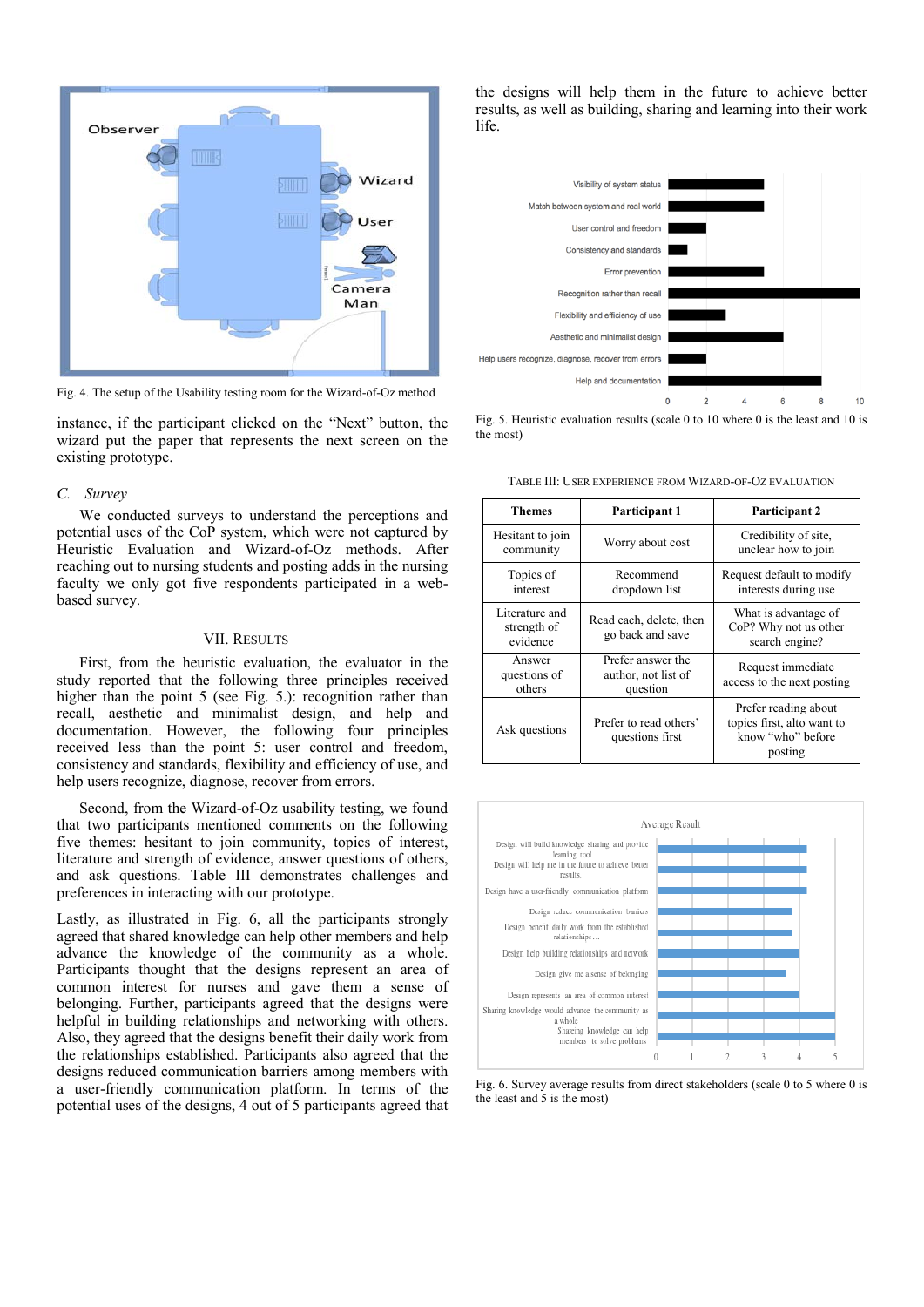Fig. 4. The setup of the Usability testing room for the Wizard-of-Oz method

instance, if the participant clicked on the "Next" button, the wizard put the paper that represents the next screen on the existing prototype.

### *C. Survey*

We conducted surveys to understand the perceptions and potential uses of the CoP system, which were not captured by Heuristic Evaluation and Wizard-of-Oz methods. After reaching out to nursing students and posting adds in the nursing faculty we only got five respondents participated in a web-based survey.

## VII. Results

First, from the heuristic evaluation, the evaluator in the study reported that the following three principles received higher than the point 5 (see Fig. 5.): recognition rather than recall, aesthetic and minimalist design, and help and documentation. However, the following four principles received less than the point 5: user control and freedom, consistency and standards, flexibility and efficiency of use, and help users recognize, diagnose, recover from errors.

Second, from the Wizard-of-Oz usability testing, we found that two participants mentioned comments on the following five themes: hesitant to join community, topics of interest, literature and strength of evidence, answer questions of others, and ask questions. Table III demonstrates challenges and preferences in interacting with our prototype.

Lastly, as illustrated in Fig. 6, all the participants strongly agreed that shared knowledge can help other members and help advance the knowledge of the community as a whole. Participants thought that the designs represent an area of common interest for nurses and gave them a sense of belonging. Further, participants agreed that the designs were helpful in building relationships and networking with others. Also, they agreed that the designs benefit their daily work from the relationships established. Participants also agreed that the designs reduced communication barriers among members with a user-friendly communication platform. In terms of the potential uses of the designs, 4 out of 5 participants agreed that the designs will help them in the future to achieve better results, as well as building, sharing and learning into their work life.

Fig. 5. Heuristic evaluation results (scale 0 to 10 where 0 is the least and 10 is the most)

TABLE III: User Experience from Wizard-of-Oz Evaluation

| Themes | Participant 1 | Participant 2 |
|---|---|---|
| Hesitant to join community | Worry about cost | Credibility of site, unclear how to join |
| Topics of interest | Recommend dropdown list | Request default to modify interests during use |
| Literature and strength of evidence | Read each, delete, then go back and save | What is advantage of CoP? Why not us other search engine? |
| Answer questions of others | Prefer answer the author, not list of question | Request immediate access to the next posting |
| Ask questions | Prefer to read others' questions first | Prefer reading about topics first, alto want to know "who" before posting |

Fig. 6. Survey average results from direct stakeholders (scale 0 to 5 where 0 is the least and 5 is the most)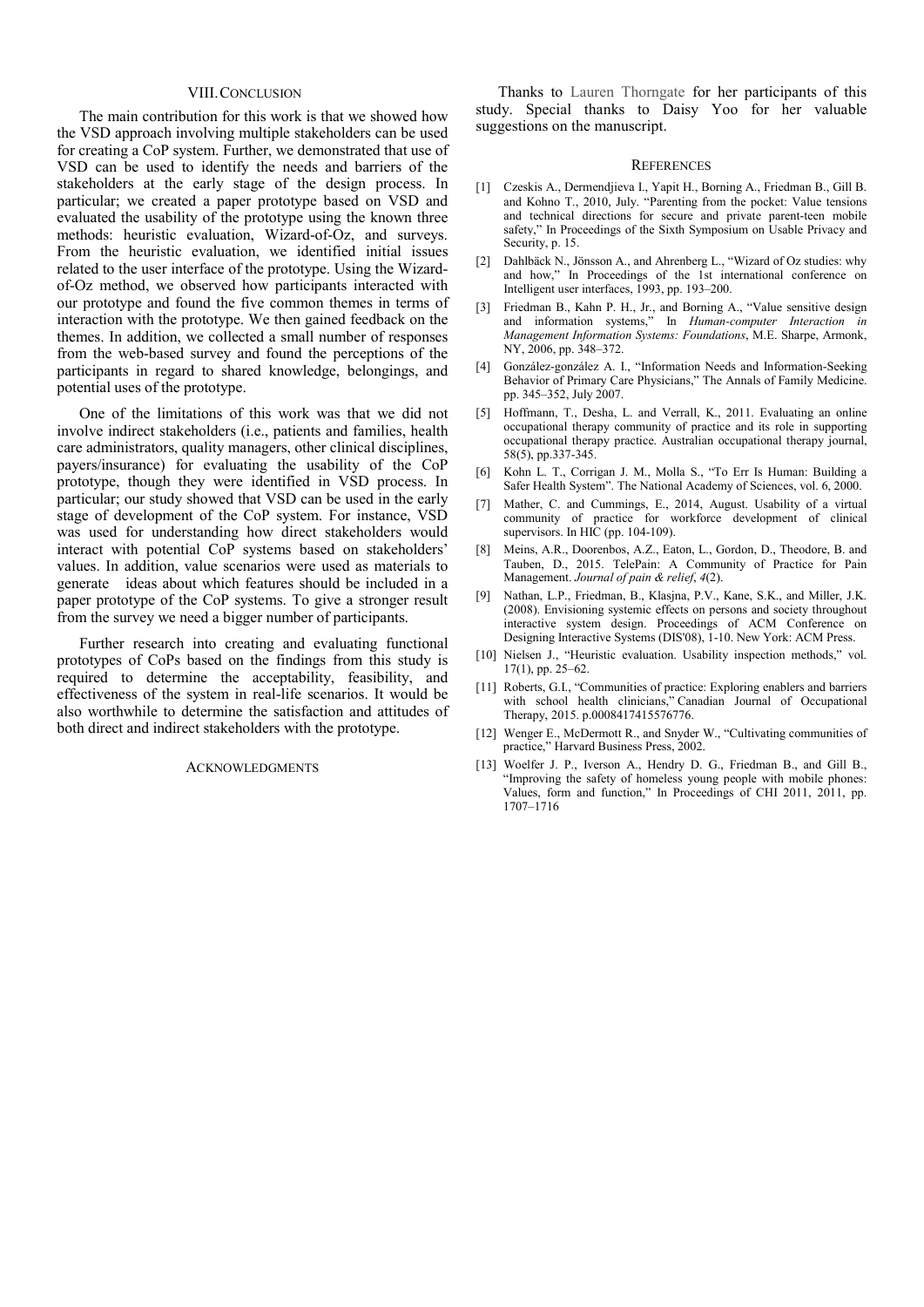## VIII. CONCLUSION

The main contribution for this work is that we showed how the VSD approach involving multiple stakeholders can be used for creating a CoP system. Further, we demonstrated that use of VSD can be used to identify the needs and barriers of the stakeholders at the early stage of the design process. In particular; we created a paper prototype based on VSD and evaluated the usability of the prototype using the known three methods: heuristic evaluation, Wizard-of-Oz, and surveys. From the heuristic evaluation, we identified initial issues related to the user interface of the prototype. Using the Wizard-of-Oz method, we observed how participants interacted with our prototype and found the five common themes in terms of interaction with the prototype. We then gained feedback on the themes. In addition, we collected a small number of responses from the web-based survey and found the perceptions of the participants in regard to shared knowledge, belongings, and potential uses of the prototype.

One of the limitations of this work was that we did not involve indirect stakeholders (i.e., patients and families, health care administrators, quality managers, other clinical disciplines, payers/insurance) for evaluating the usability of the CoP prototype, though they were identified in VSD process. In particular; our study showed that VSD can be used in the early stage of development of the CoP system. For instance, VSD was used for understanding how direct stakeholders would interact with potential CoP systems based on stakeholders' values. In addition, value scenarios were used as materials to generate ideas about which features should be included in a paper prototype of the CoP systems. To give a stronger result from the survey we need a bigger number of participants.

Further research into creating and evaluating functional prototypes of CoPs based on the findings from this study is required to determine the acceptability, feasibility, and effectiveness of the system in real-life scenarios. It would be also worthwhile to determine the satisfaction and attitudes of both direct and indirect stakeholders with the prototype.

## ACKNOWLEDGMENTS

Thanks to Lauren Thorngate for her participants of this study. Special thanks to Daisy Yoo for her valuable suggestions on the manuscript.

## REFERENCES

[1] Czeskis A., Dermendjieva I., Yapit H., Borning A., Friedman B., Gill B. and Kohno T., 2010, July. "Parenting from the pocket: Value tensions and technical directions for secure and private parent-teen mobile safety," In Proceedings of the Sixth Symposium on Usable Privacy and Security, p. 15.

[2] Dahlbäck N., Jönsson A., and Ahrenberg L., "Wizard of Oz studies: why and how," In Proceedings of the 1st international conference on Intelligent user interfaces, 1993, pp. 193–200.

[3] Friedman B., Kahn P. H., Jr., and Borning A., "Value sensitive design and information systems," In *Human-computer Interaction in Management Information Systems: Foundations*, M.E. Sharpe, Armonk, NY, 2006, pp. 348–372.

[4] González-gonzález A. I., "Information Needs and Information-Seeking Behavior of Primary Care Physicians," The Annals of Family Medicine. pp. 345–352, July 2007.

[5] Hoffmann, T., Desha, L. and Verrall, K., 2011. Evaluating an online occupational therapy community of practice and its role in supporting occupational therapy practice. Australian occupational therapy journal, 58(5), pp.337-345.

[6] Kohn L. T., Corrigan J. M., Molla S., "To Err Is Human: Building a Safer Health System". The National Academy of Sciences, vol. 6, 2000.

[7] Mather, C. and Cummings, E., 2014, August. Usability of a virtual community of practice for workforce development of clinical supervisors. In HIC (pp. 104-109).

[8] Meins, A.R., Doorenbos, A.Z., Eaton, L., Gordon, D., Theodore, B. and Tauben, D., 2015. TelePain: A Community of Practice for Pain Management. *Journal of pain & relief*, *4*(2).

[9] Nathan, L.P., Friedman, B., Klasjna, P.V., Kane, S.K., and Miller, J.K. (2008). Envisioning systemic effects on persons and society throughout interactive system design. Proceedings of ACM Conference on Designing Interactive Systems (DIS'08), 1-10. New York: ACM Press.

[10] Nielsen J., "Heuristic evaluation. Usability inspection methods," vol. 17(1), pp. 25–62.

[11] Roberts, G.I., "Communities of practice: Exploring enablers and barriers with school health clinicians," Canadian Journal of Occupational Therapy, 2015. p.0008417415576776.

[12] Wenger E., McDermott R., and Snyder W., "Cultivating communities of practice," Harvard Business Press, 2002.

[13] Woelfer J. P., Iverson A., Hendry D. G., Friedman B., and Gill B., "Improving the safety of homeless young people with mobile phones: Values, form and function," In Proceedings of CHI 2011, 2011, pp. 1707–1716